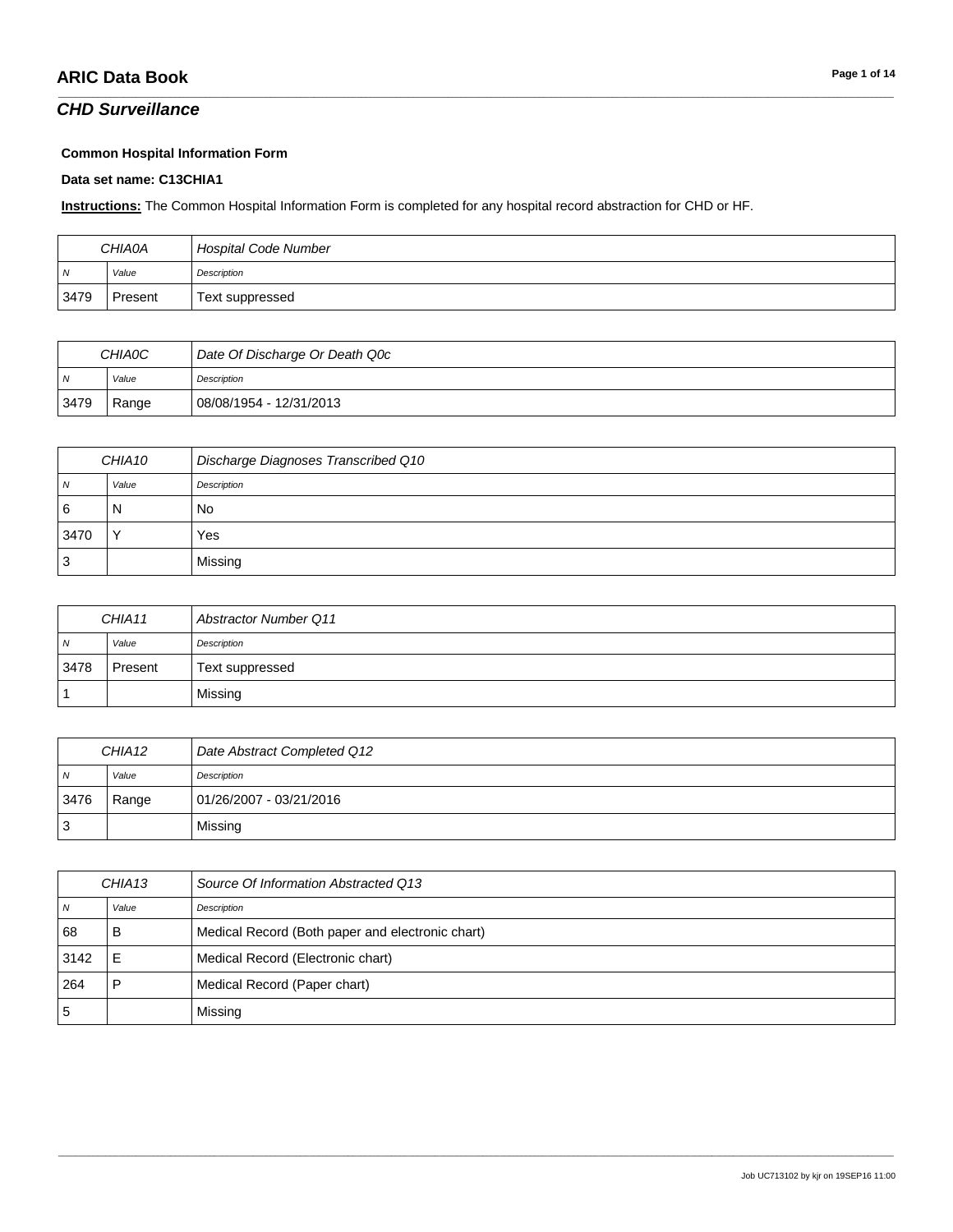## CHD Surveillance

**Common Hospital Information Form**

**Data set name: C13CHIA1**

**Instructions:** The Common Hospital Information Form is completed for any hospital record abstraction for CHD or HF.

| CHIA0A | | Hospital Code Number |
|---|---|---|
| N | Value | Description |
| 3479 | Present | Text suppressed |

| CHIA0C | | Date Of Discharge Or Death Q0c |
|---|---|---|
| N | Value | Description |
| 3479 | Range | 08/08/1954 - 12/31/2013 |

| CHIA10 | | Discharge Diagnoses Transcribed Q10 |
|---|---|---|
| N | Value | Description |
| 6 | N | No |
| 3470 | Y | Yes |
| 3 | | Missing |

| CHIA11 | | Abstractor Number Q11 |
|---|---|---|
| N | Value | Description |
| 3478 | Present | Text suppressed |
| 1 | | Missing |

| CHIA12 | | Date Abstract Completed Q12 |
|---|---|---|
| N | Value | Description |
| 3476 | Range | 01/26/2007 - 03/21/2016 |
| 3 | | Missing |

| CHIA13 | | Source Of Information Abstracted Q13 |
|---|---|---|
| N | Value | Description |
| 68 | B | Medical Record (Both paper and electronic chart) |
| 3142 | E | Medical Record (Electronic chart) |
| 264 | P | Medical Record (Paper chart) |
| 5 | | Missing |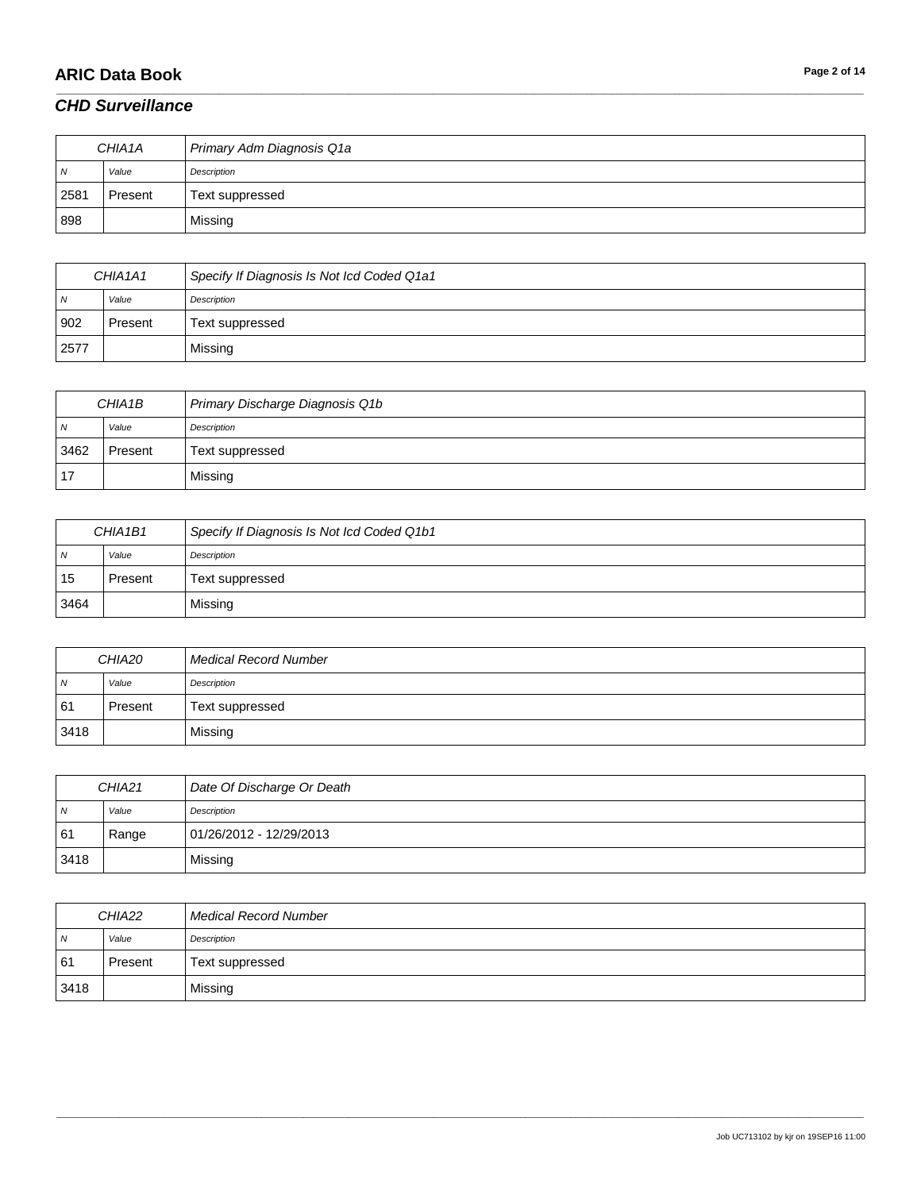## CHD Surveillance

| CHIA1A | | Primary Adm Diagnosis Q1a |
|---|---|---|
| N | Value | Description |
| 2581 | Present | Text suppressed |
| 898 | | Missing |

| CHIA1A1 | | Specify If Diagnosis Is Not Icd Coded Q1a1 |
|---|---|---|
| N | Value | Description |
| 902 | Present | Text suppressed |
| 2577 | | Missing |

| CHIA1B | | Primary Discharge Diagnosis Q1b |
|---|---|---|
| N | Value | Description |
| 3462 | Present | Text suppressed |
| 17 | | Missing |

| CHIA1B1 | | Specify If Diagnosis Is Not Icd Coded Q1b1 |
|---|---|---|
| N | Value | Description |
| 15 | Present | Text suppressed |
| 3464 | | Missing |

| CHIA20 | | Medical Record Number |
|---|---|---|
| N | Value | Description |
| 61 | Present | Text suppressed |
| 3418 | | Missing |

| CHIA21 | | Date Of Discharge Or Death |
|---|---|---|
| N | Value | Description |
| 61 | Range | 01/26/2012 - 12/29/2013 |
| 3418 | | Missing |

| CHIA22 | | Medical Record Number |
|---|---|---|
| N | Value | Description |
| 61 | Present | Text suppressed |
| 3418 | | Missing |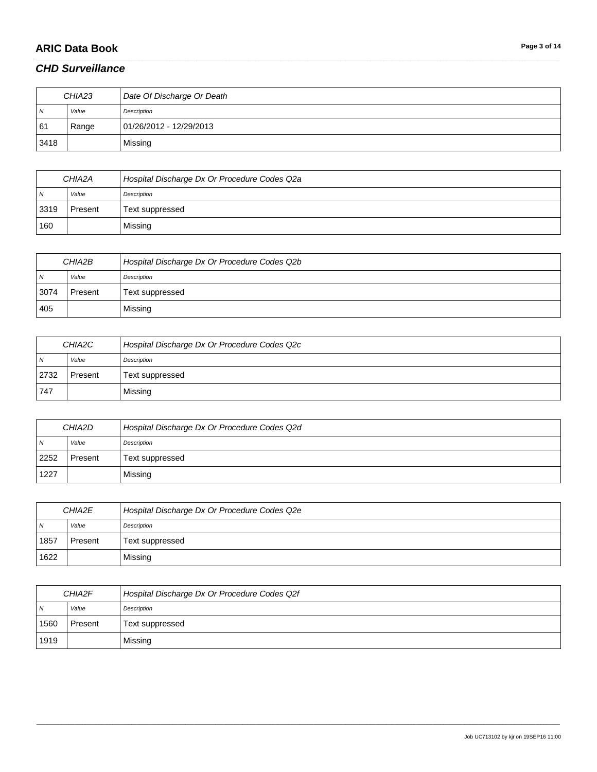## CHD Surveillance

| CHIA23 | | Date Of Discharge Or Death |
|---|---|---|
| N | Value | Description |
| 61 | Range | 01/26/2012 - 12/29/2013 |
| 3418 | | Missing |

| CHIA2A | | Hospital Discharge Dx Or Procedure Codes Q2a |
|---|---|---|
| N | Value | Description |
| 3319 | Present | Text suppressed |
| 160 | | Missing |

| CHIA2B | | Hospital Discharge Dx Or Procedure Codes Q2b |
|---|---|---|
| N | Value | Description |
| 3074 | Present | Text suppressed |
| 405 | | Missing |

| CHIA2C | | Hospital Discharge Dx Or Procedure Codes Q2c |
|---|---|---|
| N | Value | Description |
| 2732 | Present | Text suppressed |
| 747 | | Missing |

| CHIA2D | | Hospital Discharge Dx Or Procedure Codes Q2d |
|---|---|---|
| N | Value | Description |
| 2252 | Present | Text suppressed |
| 1227 | | Missing |

| CHIA2E | | Hospital Discharge Dx Or Procedure Codes Q2e |
|---|---|---|
| N | Value | Description |
| 1857 | Present | Text suppressed |
| 1622 | | Missing |

| CHIA2F | | Hospital Discharge Dx Or Procedure Codes Q2f |
|---|---|---|
| N | Value | Description |
| 1560 | Present | Text suppressed |
| 1919 | | Missing |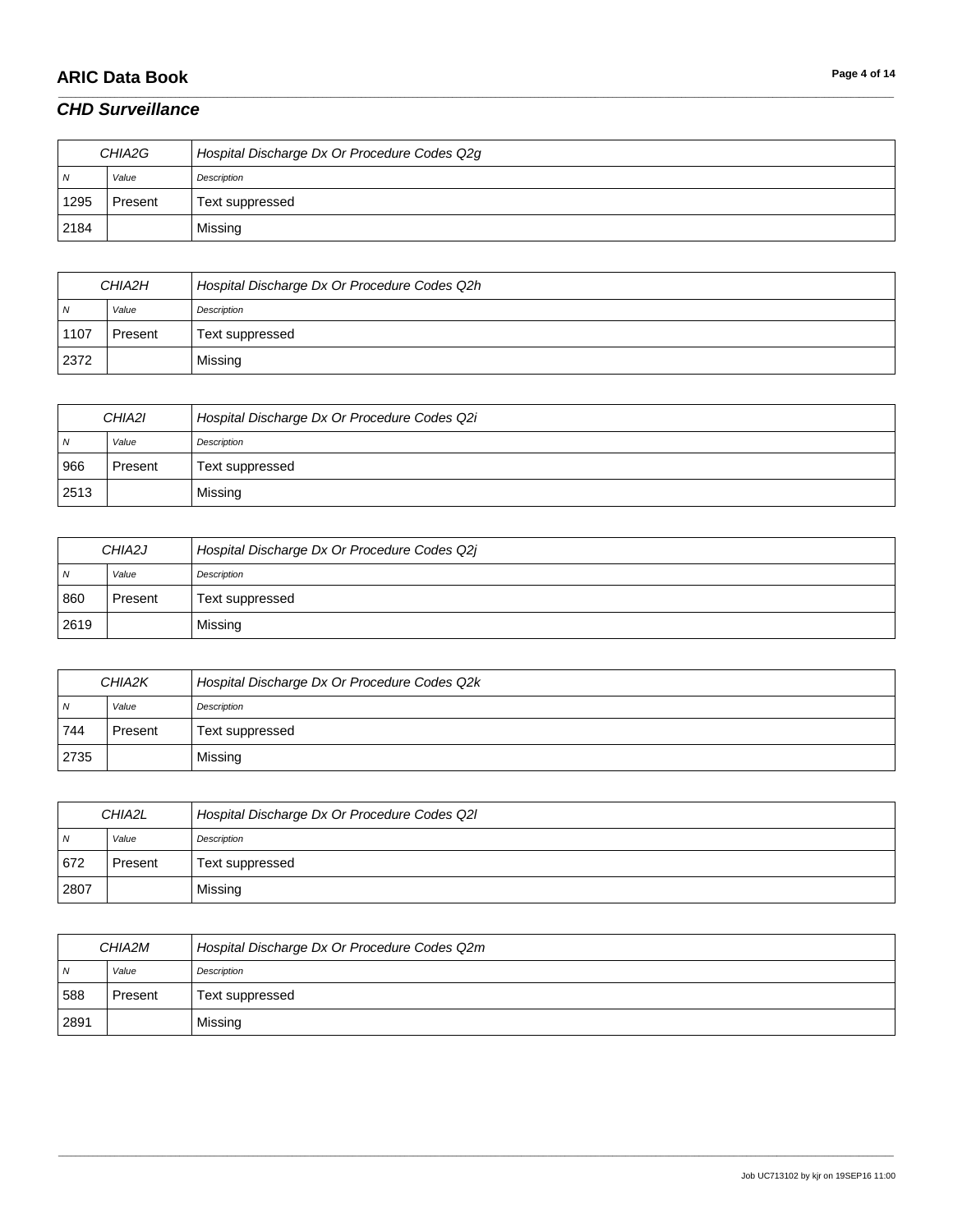## CHD Surveillance

| CHIA2G | | Hospital Discharge Dx Or Procedure Codes Q2g |
|---|---|---|
| N | Value | Description |
| 1295 | Present | Text suppressed |
| 2184 | | Missing |

| CHIA2H | | Hospital Discharge Dx Or Procedure Codes Q2h |
|---|---|---|
| N | Value | Description |
| 1107 | Present | Text suppressed |
| 2372 | | Missing |

| CHIA2I | | Hospital Discharge Dx Or Procedure Codes Q2i |
|---|---|---|
| N | Value | Description |
| 966 | Present | Text suppressed |
| 2513 | | Missing |

| CHIA2J | | Hospital Discharge Dx Or Procedure Codes Q2j |
|---|---|---|
| N | Value | Description |
| 860 | Present | Text suppressed |
| 2619 | | Missing |

| CHIA2K | | Hospital Discharge Dx Or Procedure Codes Q2k |
|---|---|---|
| N | Value | Description |
| 744 | Present | Text suppressed |
| 2735 | | Missing |

| CHIA2L | | Hospital Discharge Dx Or Procedure Codes Q2l |
|---|---|---|
| N | Value | Description |
| 672 | Present | Text suppressed |
| 2807 | | Missing |

| CHIA2M | | Hospital Discharge Dx Or Procedure Codes Q2m |
|---|---|---|
| N | Value | Description |
| 588 | Present | Text suppressed |
| 2891 | | Missing |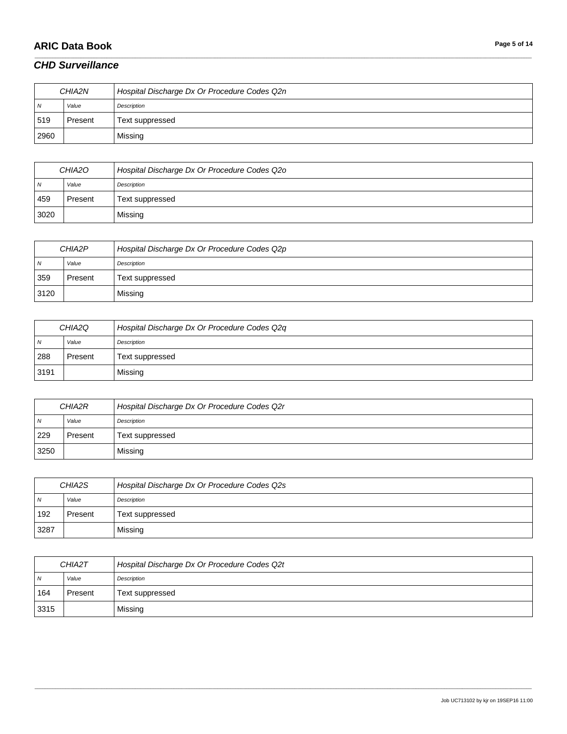## CHD Surveillance

| CHIA2N | | Hospital Discharge Dx Or Procedure Codes Q2n |
|---|---|---|
| N | Value | Description |
| 519 | Present | Text suppressed |
| 2960 | | Missing |

| CHIA2O | | Hospital Discharge Dx Or Procedure Codes Q2o |
|---|---|---|
| N | Value | Description |
| 459 | Present | Text suppressed |
| 3020 | | Missing |

| CHIA2P | | Hospital Discharge Dx Or Procedure Codes Q2p |
|---|---|---|
| N | Value | Description |
| 359 | Present | Text suppressed |
| 3120 | | Missing |

| CHIA2Q | | Hospital Discharge Dx Or Procedure Codes Q2q |
|---|---|---|
| N | Value | Description |
| 288 | Present | Text suppressed |
| 3191 | | Missing |

| CHIA2R | | Hospital Discharge Dx Or Procedure Codes Q2r |
|---|---|---|
| N | Value | Description |
| 229 | Present | Text suppressed |
| 3250 | | Missing |

| CHIA2S | | Hospital Discharge Dx Or Procedure Codes Q2s |
|---|---|---|
| N | Value | Description |
| 192 | Present | Text suppressed |
| 3287 | | Missing |

| CHIA2T | | Hospital Discharge Dx Or Procedure Codes Q2t |
|---|---|---|
| N | Value | Description |
| 164 | Present | Text suppressed |
| 3315 | | Missing |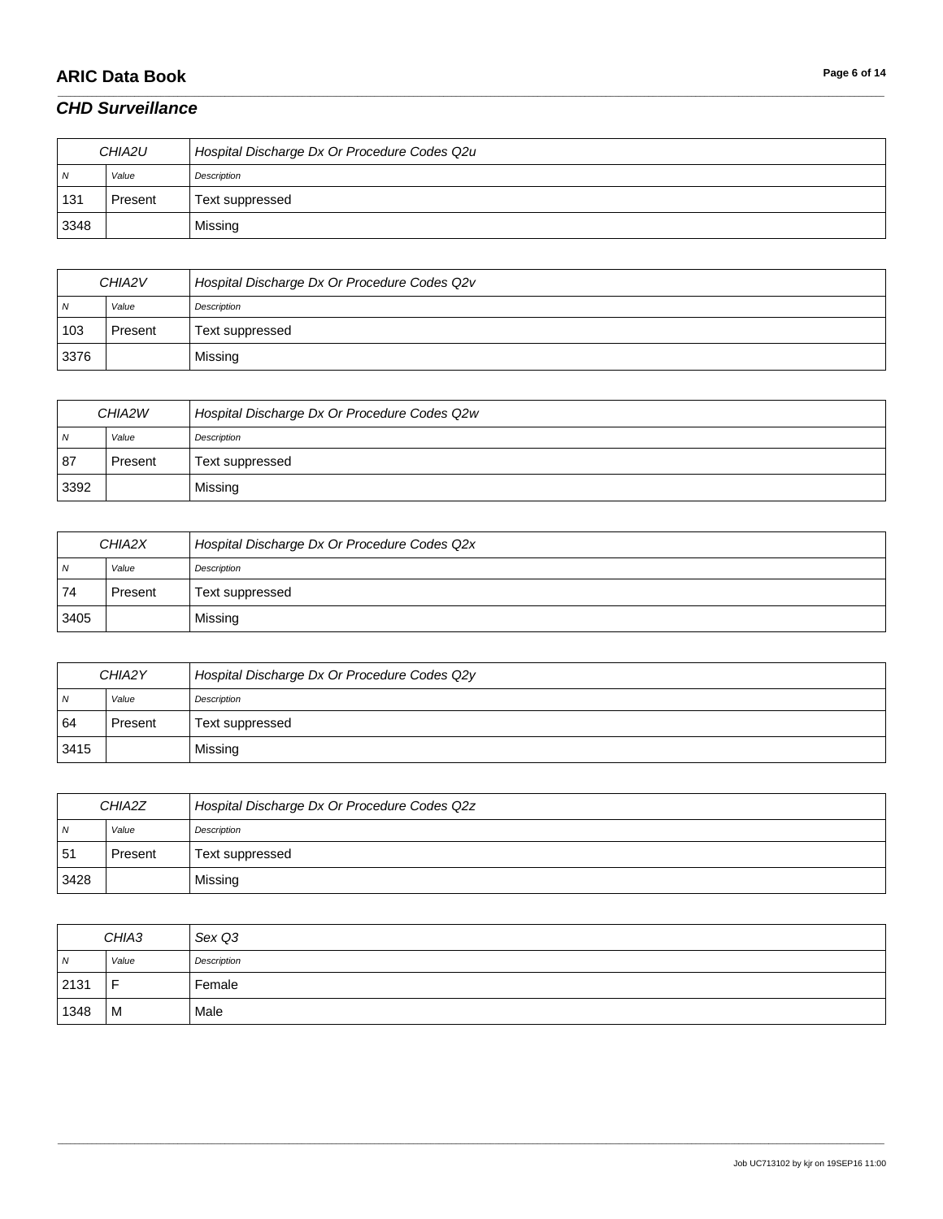## CHD Surveillance

| CHIA2U | | Hospital Discharge Dx Or Procedure Codes Q2u |
|---|---|---|
| N | Value | Description |
| 131 | Present | Text suppressed |
| 3348 | | Missing |

| CHIA2V | | Hospital Discharge Dx Or Procedure Codes Q2v |
|---|---|---|
| N | Value | Description |
| 103 | Present | Text suppressed |
| 3376 | | Missing |

| CHIA2W | | Hospital Discharge Dx Or Procedure Codes Q2w |
|---|---|---|
| N | Value | Description |
| 87 | Present | Text suppressed |
| 3392 | | Missing |

| CHIA2X | | Hospital Discharge Dx Or Procedure Codes Q2x |
|---|---|---|
| N | Value | Description |
| 74 | Present | Text suppressed |
| 3405 | | Missing |

| CHIA2Y | | Hospital Discharge Dx Or Procedure Codes Q2y |
|---|---|---|
| N | Value | Description |
| 64 | Present | Text suppressed |
| 3415 | | Missing |

| CHIA2Z | | Hospital Discharge Dx Or Procedure Codes Q2z |
|---|---|---|
| N | Value | Description |
| 51 | Present | Text suppressed |
| 3428 | | Missing |

| CHIA3 | | Sex Q3 |
|---|---|---|
| N | Value | Description |
| 2131 | F | Female |
| 1348 | M | Male |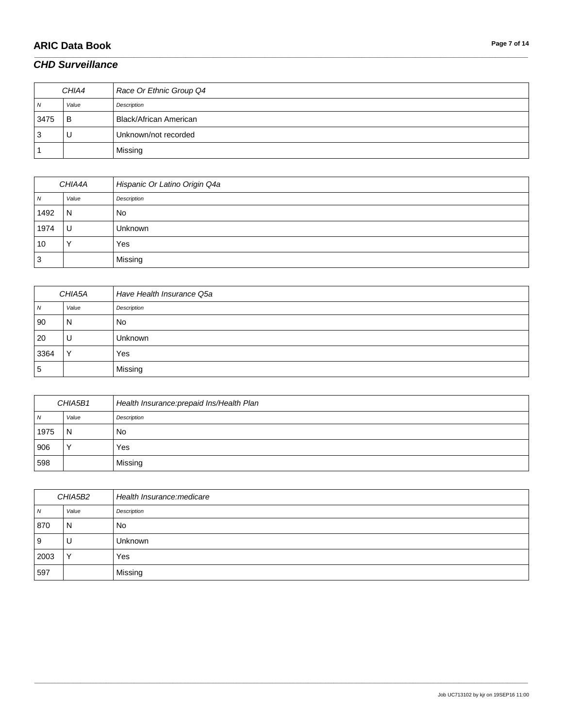## CHD Surveillance

| CHIA4 | | Race Or Ethnic Group Q4 |
|---|---|---|
| N | Value | Description |
| 3475 | B | Black/African American |
| 3 | U | Unknown/not recorded |
| 1 | | Missing |

| CHIA4A | | Hispanic Or Latino Origin Q4a |
|---|---|---|
| N | Value | Description |
| 1492 | N | No |
| 1974 | U | Unknown |
| 10 | Y | Yes |
| 3 | | Missing |

| CHIA5A | | Have Health Insurance Q5a |
|---|---|---|
| N | Value | Description |
| 90 | N | No |
| 20 | U | Unknown |
| 3364 | Y | Yes |
| 5 | | Missing |

| CHIA5B1 | | Health Insurance:prepaid Ins/Health Plan |
|---|---|---|
| N | Value | Description |
| 1975 | N | No |
| 906 | Y | Yes |
| 598 | | Missing |

| CHIA5B2 | | Health Insurance:medicare |
|---|---|---|
| N | Value | Description |
| 870 | N | No |
| 9 | U | Unknown |
| 2003 | Y | Yes |
| 597 | | Missing |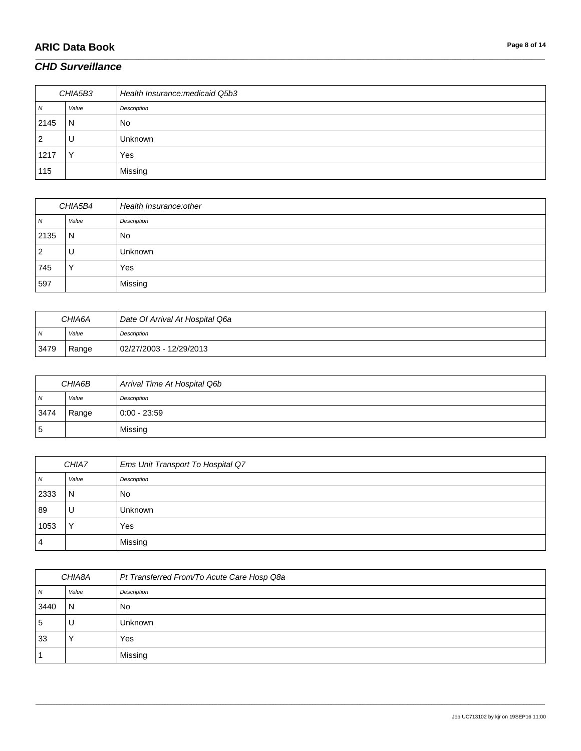## *CHD Surveillance*

| CHIA5B3 | | Health Insurance:medicaid Q5b3 |
|---|---|---|
| *N* | *Value* | *Description* |
| 2145 | N | No |
| 2 | U | Unknown |
| 1217 | Y | Yes |
| 115 | | Missing |

| CHIA5B4 | | Health Insurance:other |
|---|---|---|
| *N* | *Value* | *Description* |
| 2135 | N | No |
| 2 | U | Unknown |
| 745 | Y | Yes |
| 597 | | Missing |

| CHIA6A | | Date Of Arrival At Hospital Q6a |
|---|---|---|
| *N* | *Value* | *Description* |
| 3479 | Range | 02/27/2003 - 12/29/2013 |

| CHIA6B | | Arrival Time At Hospital Q6b |
|---|---|---|
| *N* | *Value* | *Description* |
| 3474 | Range | 0:00 - 23:59 |
| 5 | | Missing |

| CHIA7 | | Ems Unit Transport To Hospital Q7 |
|---|---|---|
| *N* | *Value* | *Description* |
| 2333 | N | No |
| 89 | U | Unknown |
| 1053 | Y | Yes |
| 4 | | Missing |

| CHIA8A | | Pt Transferred From/To Acute Care Hosp Q8a |
|---|---|---|
| *N* | *Value* | *Description* |
| 3440 | N | No |
| 5 | U | Unknown |
| 33 | Y | Yes |
| 1 | | Missing |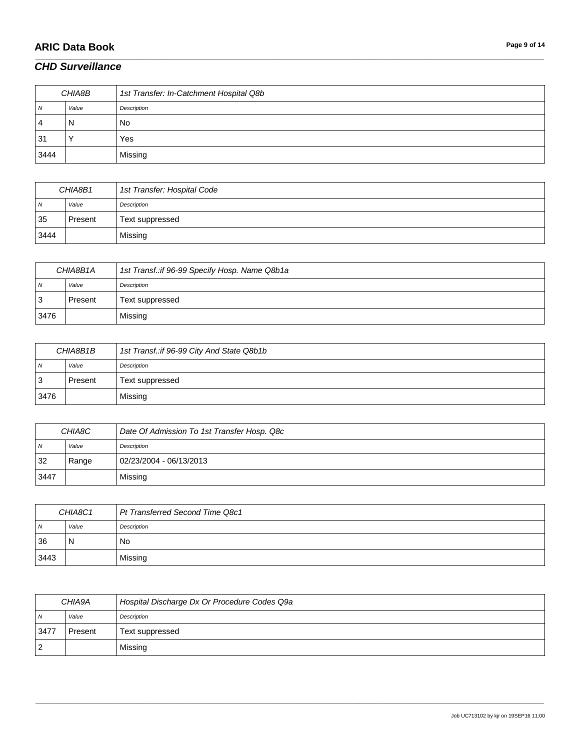| CHIA8B | | 1st Transfer: In-Catchment Hospital Q8b |
|---|---|---|
| N | Value | Description |
| 4 | N | No |
| 31 | Y | Yes |
| 3444 | | Missing |

| CHIA8B1 | | 1st Transfer: Hospital Code |
|---|---|---|
| N | Value | Description |
| 35 | Present | Text suppressed |
| 3444 | | Missing |

| CHIA8B1A | | 1st Transf.:if 96-99 Specify Hosp. Name Q8b1a |
|---|---|---|
| N | Value | Description |
| 3 | Present | Text suppressed |
| 3476 | | Missing |

| CHIA8B1B | | 1st Transf.:if 96-99 City And State Q8b1b |
|---|---|---|
| N | Value | Description |
| 3 | Present | Text suppressed |
| 3476 | | Missing |

| CHIA8C | | Date Of Admission To 1st Transfer Hosp. Q8c |
|---|---|---|
| N | Value | Description |
| 32 | Range | 02/23/2004 - 06/13/2013 |
| 3447 | | Missing |

| CHIA8C1 | | Pt Transferred Second Time Q8c1 |
|---|---|---|
| N | Value | Description |
| 36 | N | No |
| 3443 | | Missing |

| CHIA9A | | Hospital Discharge Dx Or Procedure Codes Q9a |
|---|---|---|
| N | Value | Description |
| 3477 | Present | Text suppressed |
| 2 | | Missing |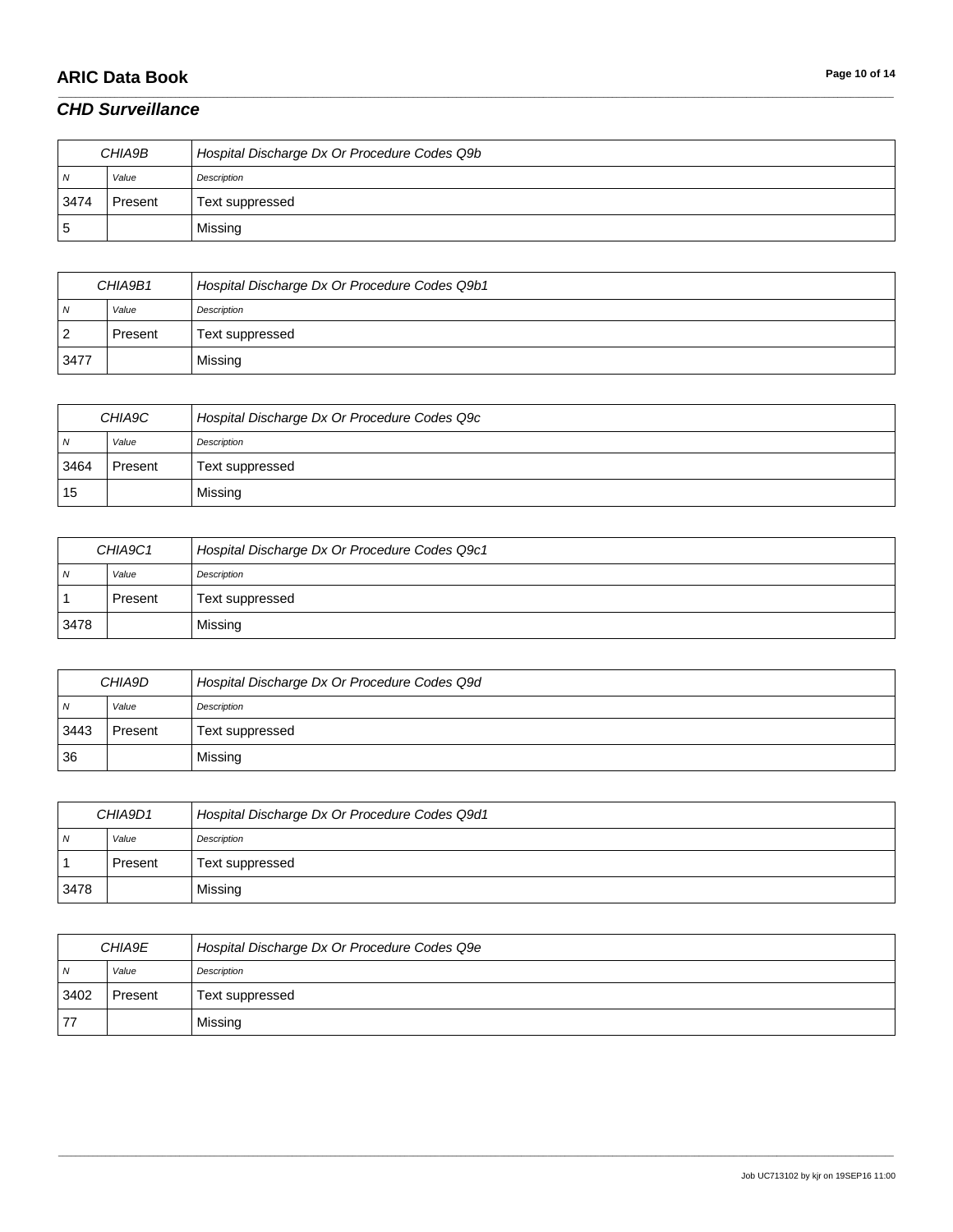## *CHD Surveillance*

| CHIA9B | | Hospital Discharge Dx Or Procedure Codes Q9b |
|---|---|---|
| N | Value | Description |
| 3474 | Present | Text suppressed |
| 5 | | Missing |

| CHIA9B1 | | Hospital Discharge Dx Or Procedure Codes Q9b1 |
|---|---|---|
| N | Value | Description |
| 2 | Present | Text suppressed |
| 3477 | | Missing |

| CHIA9C | | Hospital Discharge Dx Or Procedure Codes Q9c |
|---|---|---|
| N | Value | Description |
| 3464 | Present | Text suppressed |
| 15 | | Missing |

| CHIA9C1 | | Hospital Discharge Dx Or Procedure Codes Q9c1 |
|---|---|---|
| N | Value | Description |
| 1 | Present | Text suppressed |
| 3478 | | Missing |

| CHIA9D | | Hospital Discharge Dx Or Procedure Codes Q9d |
|---|---|---|
| N | Value | Description |
| 3443 | Present | Text suppressed |
| 36 | | Missing |

| CHIA9D1 | | Hospital Discharge Dx Or Procedure Codes Q9d1 |
|---|---|---|
| N | Value | Description |
| 1 | Present | Text suppressed |
| 3478 | | Missing |

| CHIA9E | | Hospital Discharge Dx Or Procedure Codes Q9e |
|---|---|---|
| N | Value | Description |
| 3402 | Present | Text suppressed |
| 77 | | Missing |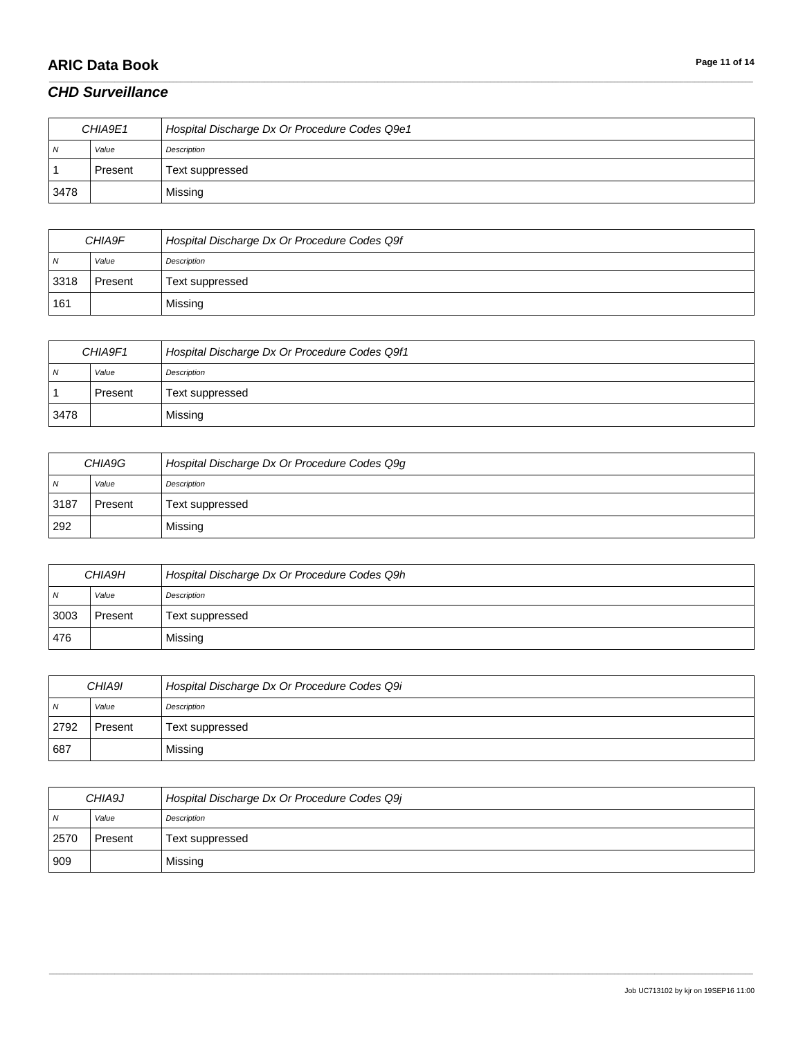## CHD Surveillance

| CHIA9E1 | | Hospital Discharge Dx Or Procedure Codes Q9e1 |
|---|---|---|
| N | Value | Description |
| 1 | Present | Text suppressed |
| 3478 | | Missing |

| CHIA9F | | Hospital Discharge Dx Or Procedure Codes Q9f |
|---|---|---|
| N | Value | Description |
| 3318 | Present | Text suppressed |
| 161 | | Missing |

| CHIA9F1 | | Hospital Discharge Dx Or Procedure Codes Q9f1 |
|---|---|---|
| N | Value | Description |
| 1 | Present | Text suppressed |
| 3478 | | Missing |

| CHIA9G | | Hospital Discharge Dx Or Procedure Codes Q9g |
|---|---|---|
| N | Value | Description |
| 3187 | Present | Text suppressed |
| 292 | | Missing |

| CHIA9H | | Hospital Discharge Dx Or Procedure Codes Q9h |
|---|---|---|
| N | Value | Description |
| 3003 | Present | Text suppressed |
| 476 | | Missing |

| CHIA9I | | Hospital Discharge Dx Or Procedure Codes Q9i |
|---|---|---|
| N | Value | Description |
| 2792 | Present | Text suppressed |
| 687 | | Missing |

| CHIA9J | | Hospital Discharge Dx Or Procedure Codes Q9j |
|---|---|---|
| N | Value | Description |
| 2570 | Present | Text suppressed |
| 909 | | Missing |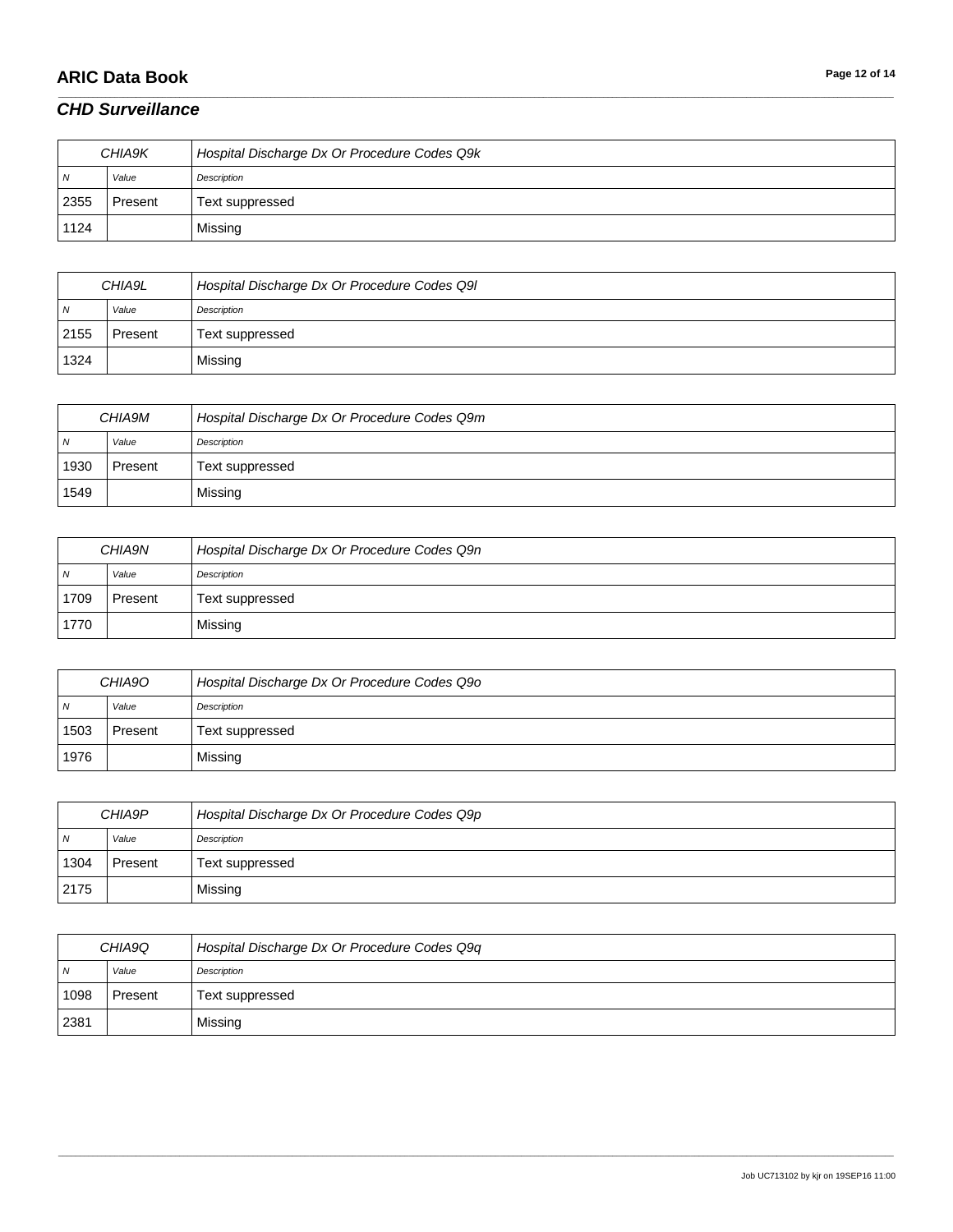## CHD Surveillance

| CHIA9K | | Hospital Discharge Dx Or Procedure Codes Q9k |
|---|---|---|
| N | Value | Description |
| 2355 | Present | Text suppressed |
| 1124 | | Missing |

| CHIA9L | | Hospital Discharge Dx Or Procedure Codes Q9l |
|---|---|---|
| N | Value | Description |
| 2155 | Present | Text suppressed |
| 1324 | | Missing |

| CHIA9M | | Hospital Discharge Dx Or Procedure Codes Q9m |
|---|---|---|
| N | Value | Description |
| 1930 | Present | Text suppressed |
| 1549 | | Missing |

| CHIA9N | | Hospital Discharge Dx Or Procedure Codes Q9n |
|---|---|---|
| N | Value | Description |
| 1709 | Present | Text suppressed |
| 1770 | | Missing |

| CHIA9O | | Hospital Discharge Dx Or Procedure Codes Q9o |
|---|---|---|
| N | Value | Description |
| 1503 | Present | Text suppressed |
| 1976 | | Missing |

| CHIA9P | | Hospital Discharge Dx Or Procedure Codes Q9p |
|---|---|---|
| N | Value | Description |
| 1304 | Present | Text suppressed |
| 2175 | | Missing |

| CHIA9Q | | Hospital Discharge Dx Or Procedure Codes Q9q |
|---|---|---|
| N | Value | Description |
| 1098 | Present | Text suppressed |
| 2381 | | Missing |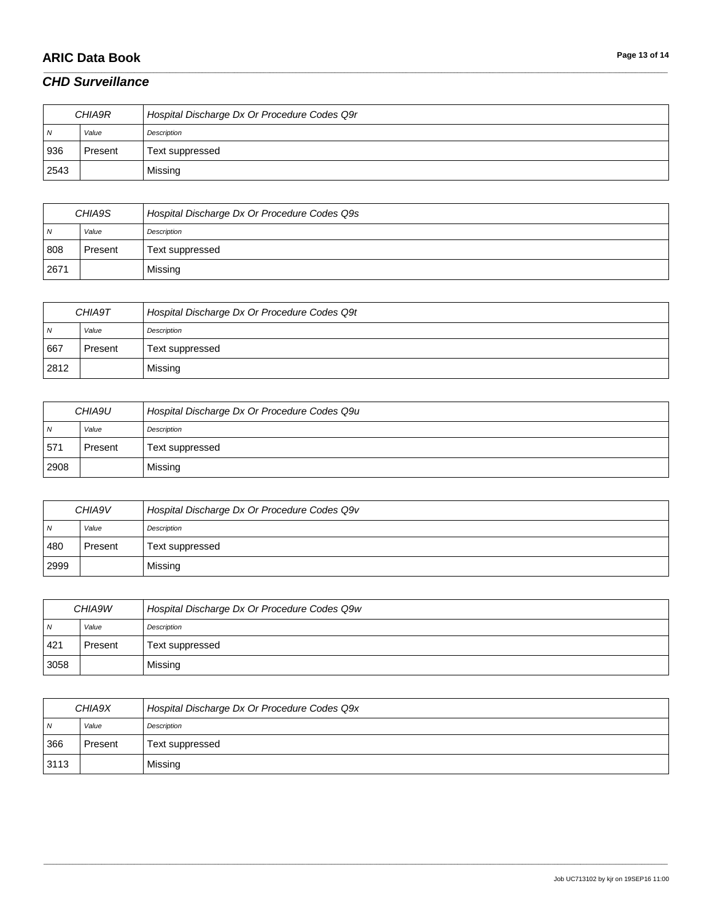## CHD Surveillance

| CHIA9R | | Hospital Discharge Dx Or Procedure Codes Q9r |
|---|---|---|
| N | Value | Description |
| 936 | Present | Text suppressed |
| 2543 | | Missing |

| CHIA9S | | Hospital Discharge Dx Or Procedure Codes Q9s |
|---|---|---|
| N | Value | Description |
| 808 | Present | Text suppressed |
| 2671 | | Missing |

| CHIA9T | | Hospital Discharge Dx Or Procedure Codes Q9t |
|---|---|---|
| N | Value | Description |
| 667 | Present | Text suppressed |
| 2812 | | Missing |

| CHIA9U | | Hospital Discharge Dx Or Procedure Codes Q9u |
|---|---|---|
| N | Value | Description |
| 571 | Present | Text suppressed |
| 2908 | | Missing |

| CHIA9V | | Hospital Discharge Dx Or Procedure Codes Q9v |
|---|---|---|
| N | Value | Description |
| 480 | Present | Text suppressed |
| 2999 | | Missing |

| CHIA9W | | Hospital Discharge Dx Or Procedure Codes Q9w |
|---|---|---|
| N | Value | Description |
| 421 | Present | Text suppressed |
| 3058 | | Missing |

| CHIA9X | | Hospital Discharge Dx Or Procedure Codes Q9x |
|---|---|---|
| N | Value | Description |
| 366 | Present | Text suppressed |
| 3113 | | Missing |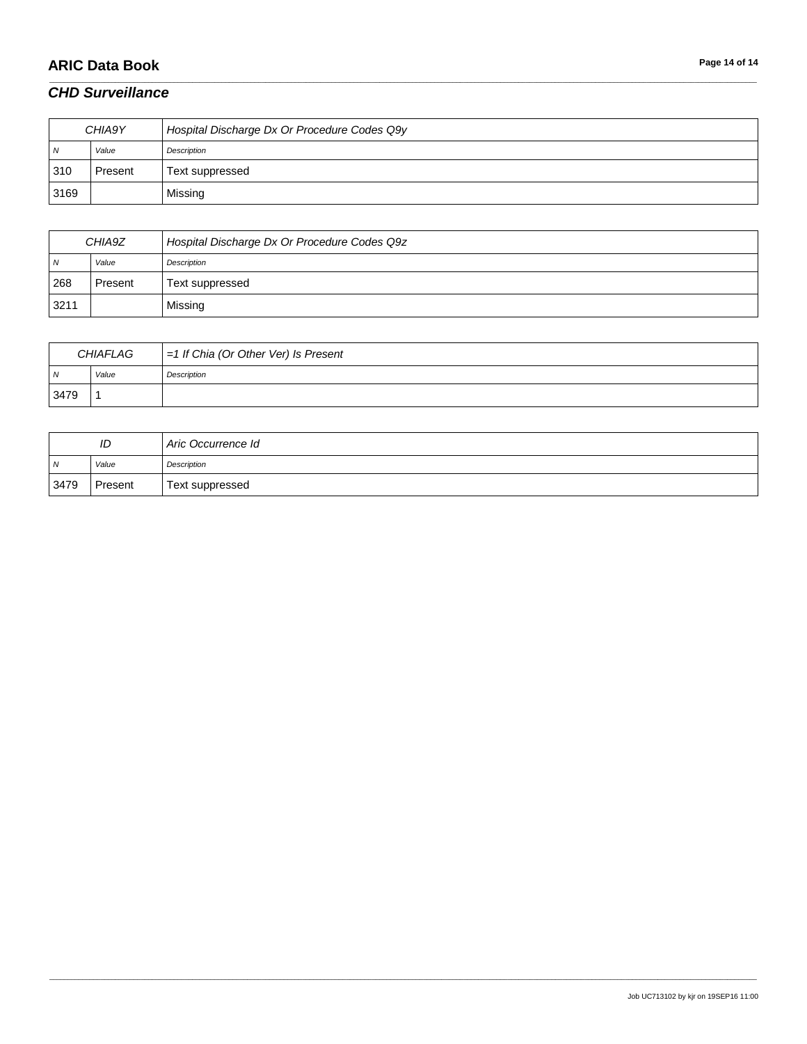## *CHD Surveillance*

| CHIA9Y | | Hospital Discharge Dx Or Procedure Codes Q9y |
|---|---|---|
| N | Value | Description |
| 310 | Present | Text suppressed |
| 3169 | | Missing |

| CHIA9Z | | Hospital Discharge Dx Or Procedure Codes Q9z |
|---|---|---|
| N | Value | Description |
| 268 | Present | Text suppressed |
| 3211 | | Missing |

| CHIAFLAG | | =1 If Chia (Or Other Ver) Is Present |
|---|---|---|
| N | Value | Description |
| 3479 | 1 | |

| ID | | Aric Occurrence Id |
|---|---|---|
| N | Value | Description |
| 3479 | Present | Text suppressed |

Job UC713102 by kjr on 19SEP16 11:00